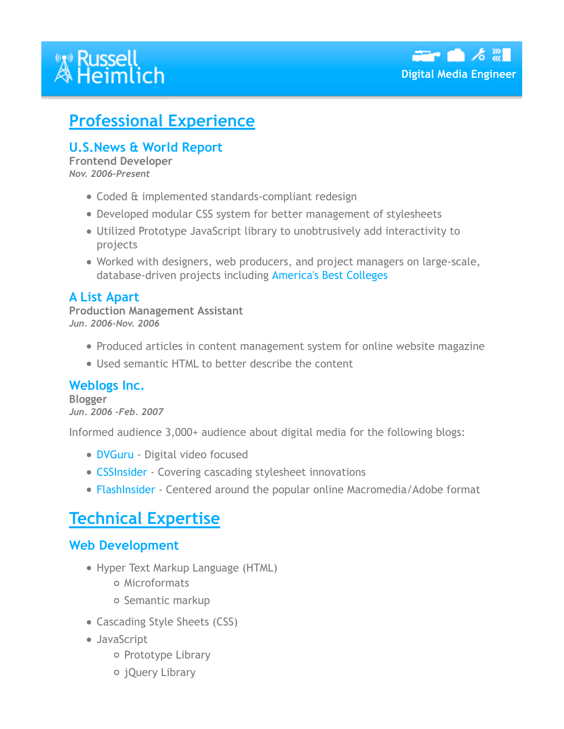# Russell Heimlich

**Digital Media Engineer**

## Professional Experience

### U.S.News & World Report

**Frontend Developer**

*Nov. 2006-Present*

- Coded & implemented standards-compliant redesign
- Developed modular CSS system for better management of stylesheets
- Utilized Prototype JavaScript library to unobtrusively add interactivity to projects
- Worked with designers, web producers, and project managers on large-scale, database-driven projects including America's Best Colleges

### A List Apart

**Production Management Assistant**

*Jun. 2006-Nov. 2006*

- Produced articles in content management system for online website magazine
- Used semantic HTML to better describe the content

### Weblogs Inc.

**Blogger**

*Jun. 2006 -Feb. 2007*

Informed audience 3,000+ audience about digital media for the following blogs:

- DVGuru - Digital video focused
- CSSInsider - Covering cascading stylesheet innovations
- FlashInsider - Centered around the popular online Macromedia/Adobe format

## Technical Expertise

### Web Development

- Hyper Text Markup Language (HTML)
  - Microformats
  - Semantic markup
- Cascading Style Sheets (CSS)
- JavaScript
  - Prototype Library
  - jQuery Library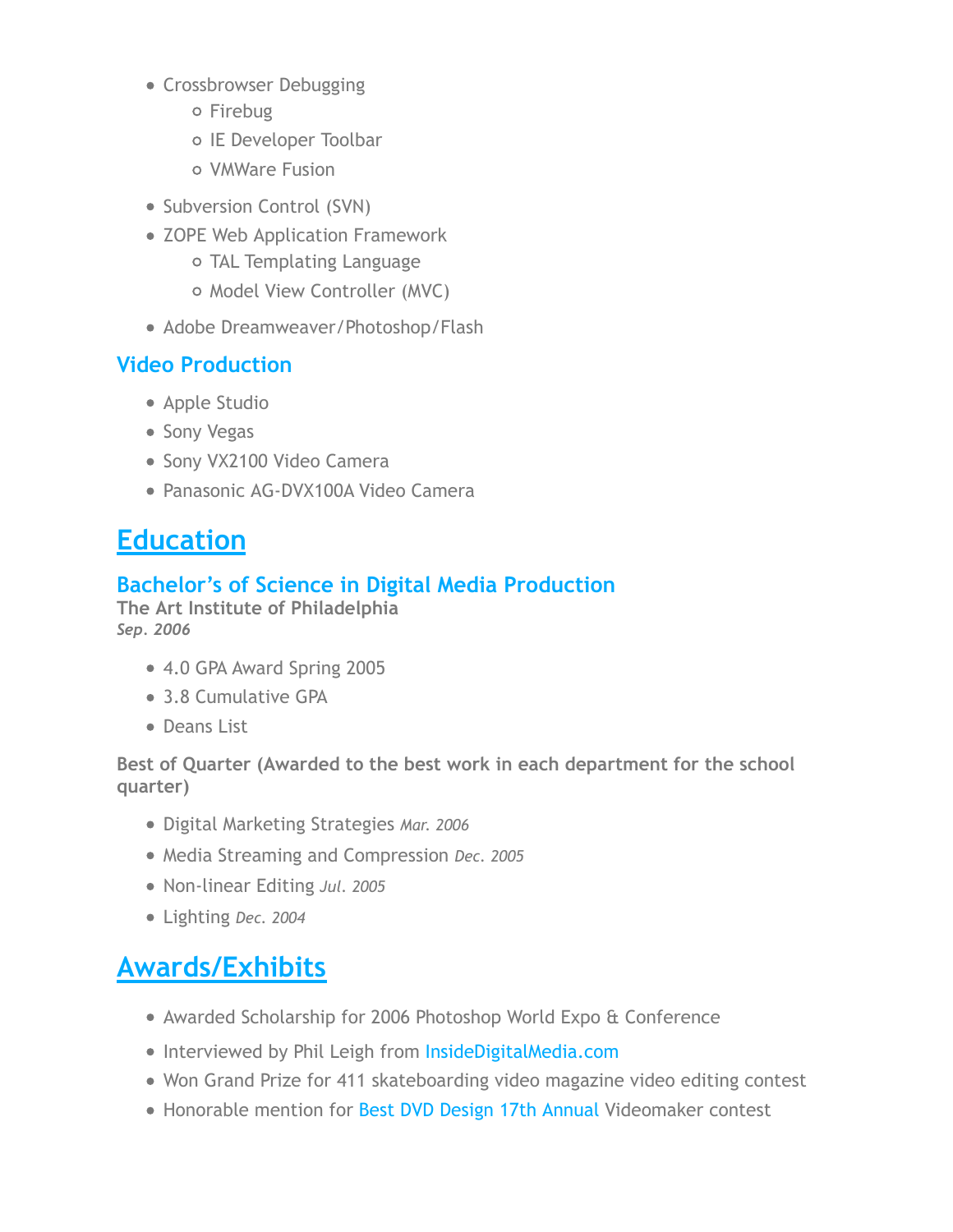- Crossbrowser Debugging
  - Firebug
  - IE Developer Toolbar
  - VMWare Fusion
- Subversion Control (SVN)
- ZOPE Web Application Framework
  - TAL Templating Language
  - Model View Controller (MVC)
- Adobe Dreamweaver/Photoshop/Flash

### Video Production

- Apple Studio
- Sony Vegas
- Sony VX2100 Video Camera
- Panasonic AG-DVX100A Video Camera

## Education

### Bachelor's of Science in Digital Media Production

**The Art Institute of Philadelphia**
*Sep. 2006*

- 4.0 GPA Award Spring 2005
- 3.8 Cumulative GPA
- Deans List

**Best of Quarter (Awarded to the best work in each department for the school quarter)**

- Digital Marketing Strategies *Mar. 2006*
- Media Streaming and Compression *Dec. 2005*
- Non-linear Editing *Jul. 2005*
- Lighting *Dec. 2004*

## Awards/Exhibits

- Awarded Scholarship for 2006 Photoshop World Expo & Conference
- Interviewed by Phil Leigh from InsideDigitalMedia.com
- Won Grand Prize for 411 skateboarding video magazine video editing contest
- Honorable mention for Best DVD Design 17th Annual Videomaker contest